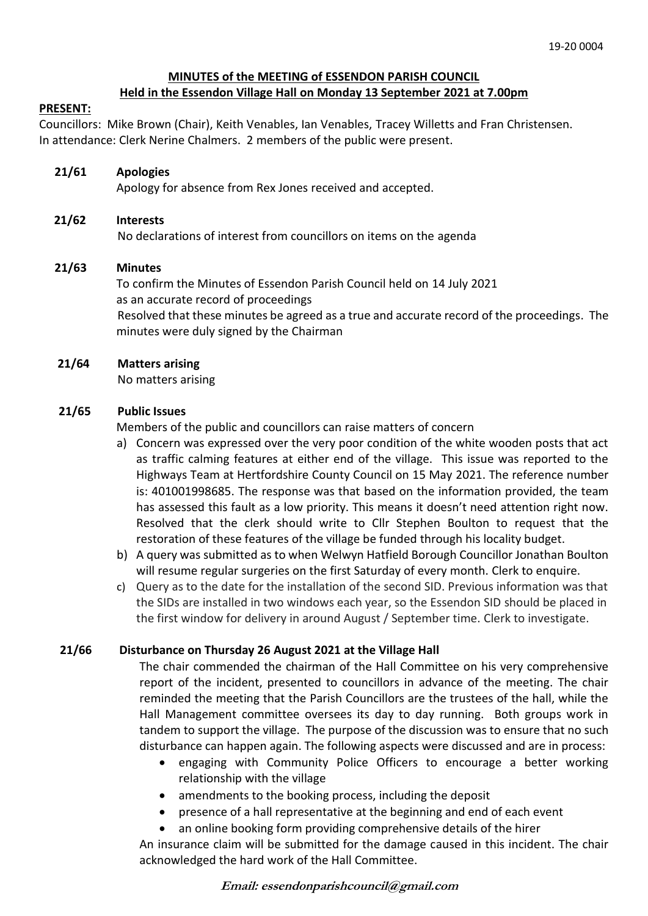19-20 0004

# MINUTES of the MEETING of ESSENDON PARISH COUNCIL
## Held in the Essendon Village Hall on Monday 13 September 2021 at 7.00pm

**PRESENT:**

Councillors: Mike Brown (Chair), Keith Venables, Ian Venables, Tracey Willetts and Fran Christensen.
In attendance: Clerk Nerine Chalmers. 2 members of the public were present.

**21/61 Apologies**

Apology for absence from Rex Jones received and accepted.

**21/62 Interests**

No declarations of interest from councillors on items on the agenda

**21/63 Minutes**

To confirm the Minutes of Essendon Parish Council held on 14 July 2021 as an accurate record of proceedings

Resolved that these minutes be agreed as a true and accurate record of the proceedings. The minutes were duly signed by the Chairman

**21/64 Matters arising**

No matters arising

**21/65 Public Issues**

Members of the public and councillors can raise matters of concern

a) Concern was expressed over the very poor condition of the white wooden posts that act as traffic calming features at either end of the village. This issue was reported to the Highways Team at Hertfordshire County Council on 15 May 2021. The reference number is: 401001998685. The response was that based on the information provided, the team has assessed this fault as a low priority. This means it doesn't need attention right now. Resolved that the clerk should write to Cllr Stephen Boulton to request that the restoration of these features of the village be funded through his locality budget.
b) A query was submitted as to when Welwyn Hatfield Borough Councillor Jonathan Boulton will resume regular surgeries on the first Saturday of every month. Clerk to enquire.
c) Query as to the date for the installation of the second SID. Previous information was that the SIDs are installed in two windows each year, so the Essendon SID should be placed in the first window for delivery in around August / September time. Clerk to investigate.

**21/66 Disturbance on Thursday 26 August 2021 at the Village Hall**

The chair commended the chairman of the Hall Committee on his very comprehensive report of the incident, presented to councillors in advance of the meeting. The chair reminded the meeting that the Parish Councillors are the trustees of the hall, while the Hall Management committee oversees its day to day running. Both groups work in tandem to support the village. The purpose of the discussion was to ensure that no such disturbance can happen again. The following aspects were discussed and are in process:

- engaging with Community Police Officers to encourage a better working relationship with the village
- amendments to the booking process, including the deposit
- presence of a hall representative at the beginning and end of each event
- an online booking form providing comprehensive details of the hirer

An insurance claim will be submitted for the damage caused in this incident. The chair acknowledged the hard work of the Hall Committee.

***Email: essendonparishcouncil@gmail.com***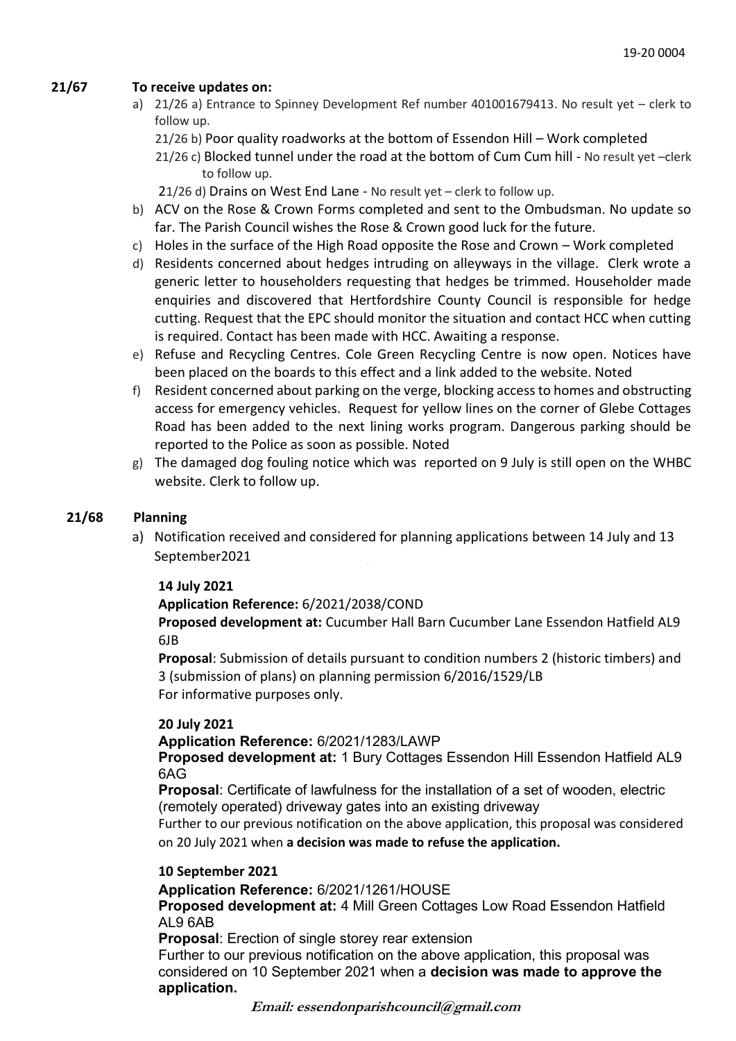**21/67 To receive updates on:**

a) 21/26 a) Entrance to Spinney Development Ref number 401001679413. No result yet – clerk to follow up.

   21/26 b) Poor quality roadworks at the bottom of Essendon Hill – Work completed

   21/26 c) Blocked tunnel under the road at the bottom of Cum Cum hill - No result yet –clerk to follow up.

   21/26 d) Drains on West End Lane - No result yet – clerk to follow up.

b) ACV on the Rose & Crown Forms completed and sent to the Ombudsman. No update so far. The Parish Council wishes the Rose & Crown good luck for the future.

c) Holes in the surface of the High Road opposite the Rose and Crown – Work completed

d) Residents concerned about hedges intruding on alleyways in the village. Clerk wrote a generic letter to householders requesting that hedges be trimmed. Householder made enquiries and discovered that Hertfordshire County Council is responsible for hedge cutting. Request that the EPC should monitor the situation and contact HCC when cutting is required. Contact has been made with HCC. Awaiting a response.

e) Refuse and Recycling Centres. Cole Green Recycling Centre is now open. Notices have been placed on the boards to this effect and a link added to the website. Noted

f) Resident concerned about parking on the verge, blocking access to homes and obstructing access for emergency vehicles. Request for yellow lines on the corner of Glebe Cottages Road has been added to the next lining works program. Dangerous parking should be reported to the Police as soon as possible. Noted

g) The damaged dog fouling notice which was reported on 9 July is still open on the WHBC website. Clerk to follow up.

**21/68 Planning**

a) Notification received and considered for planning applications between 14 July and 13 September2021

**14 July 2021**

**Application Reference:** 6/2021/2038/COND

**Proposed development at:** Cucumber Hall Barn Cucumber Lane Essendon Hatfield AL9 6JB

**Proposal**: Submission of details pursuant to condition numbers 2 (historic timbers) and 3 (submission of plans) on planning permission 6/2016/1529/LB

For informative purposes only.

**20 July 2021**

**Application Reference:** 6/2021/1283/LAWP

**Proposed development at:** 1 Bury Cottages Essendon Hill Essendon Hatfield AL9 6AG

**Proposal**: Certificate of lawfulness for the installation of a set of wooden, electric (remotely operated) driveway gates into an existing driveway

Further to our previous notification on the above application, this proposal was considered on 20 July 2021 when **a decision was made to refuse the application.**

**10 September 2021**

**Application Reference:** 6/2021/1261/HOUSE

**Proposed development at:** 4 Mill Green Cottages Low Road Essendon Hatfield AL9 6AB

**Proposal**: Erection of single storey rear extension

Further to our previous notification on the above application, this proposal was considered on 10 September 2021 when a **decision was made to approve the application.**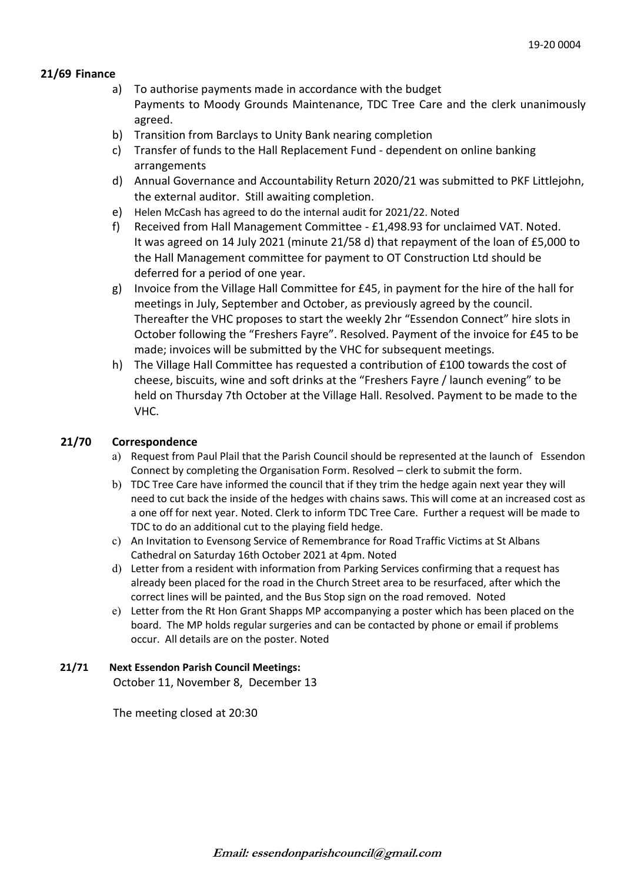**21/69 Finance**

a) To authorise payments made in accordance with the budget
   Payments to Moody Grounds Maintenance, TDC Tree Care and the clerk unanimously agreed.
b) Transition from Barclays to Unity Bank nearing completion
c) Transfer of funds to the Hall Replacement Fund - dependent on online banking arrangements
d) Annual Governance and Accountability Return 2020/21 was submitted to PKF Littlejohn, the external auditor. Still awaiting completion.
e) Helen McCash has agreed to do the internal audit for 2021/22. Noted
f) Received from Hall Management Committee - £1,498.93 for unclaimed VAT. Noted.
   It was agreed on 14 July 2021 (minute 21/58 d) that repayment of the loan of £5,000 to the Hall Management committee for payment to OT Construction Ltd should be deferred for a period of one year.
g) Invoice from the Village Hall Committee for £45, in payment for the hire of the hall for meetings in July, September and October, as previously agreed by the council. Thereafter the VHC proposes to start the weekly 2hr "Essendon Connect" hire slots in October following the "Freshers Fayre". Resolved. Payment of the invoice for £45 to be made; invoices will be submitted by the VHC for subsequent meetings.
h) The Village Hall Committee has requested a contribution of £100 towards the cost of cheese, biscuits, wine and soft drinks at the "Freshers Fayre / launch evening" to be held on Thursday 7th October at the Village Hall. Resolved. Payment to be made to the VHC.

**21/70 Correspondence**

a) Request from Paul Plail that the Parish Council should be represented at the launch of Essendon Connect by completing the Organisation Form. Resolved – clerk to submit the form.
b) TDC Tree Care have informed the council that if they trim the hedge again next year they will need to cut back the inside of the hedges with chains saws. This will come at an increased cost as a one off for next year. Noted. Clerk to inform TDC Tree Care. Further a request will be made to TDC to do an additional cut to the playing field hedge.
c) An Invitation to Evensong Service of Remembrance for Road Traffic Victims at St Albans Cathedral on Saturday 16th October 2021 at 4pm. Noted
d) Letter from a resident with information from Parking Services confirming that a request has already been placed for the road in the Church Street area to be resurfaced, after which the correct lines will be painted, and the Bus Stop sign on the road removed. Noted
e) Letter from the Rt Hon Grant Shapps MP accompanying a poster which has been placed on the board. The MP holds regular surgeries and can be contacted by phone or email if problems occur. All details are on the poster. Noted

**21/71 Next Essendon Parish Council Meetings:**

October 11, November 8, December 13

The meeting closed at 20:30

**Email: essendonparishcouncil@gmail.com**